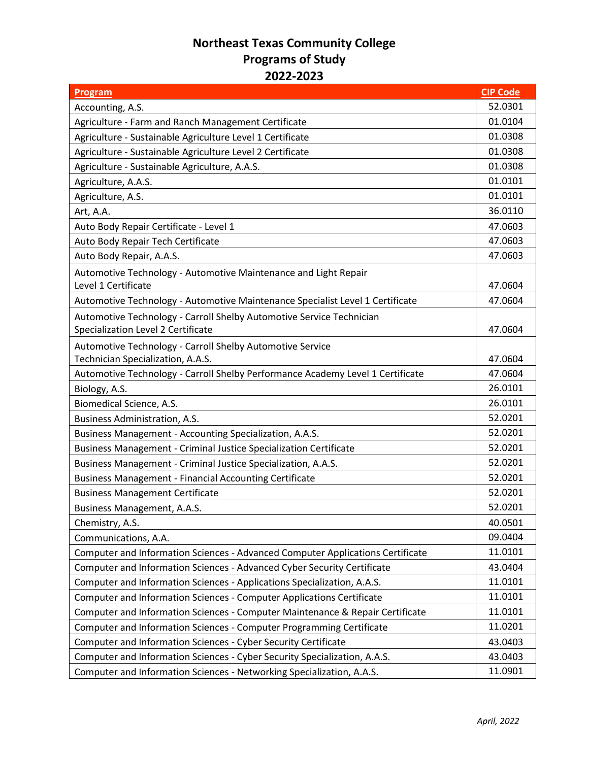# Northeast Texas Community College
## Programs of Study
## 2022-2023

| Program | CIP Code |
|---|---|
| Accounting, A.S. | 52.0301 |
| Agriculture - Farm and Ranch Management Certificate | 01.0104 |
| Agriculture - Sustainable Agriculture Level 1 Certificate | 01.0308 |
| Agriculture - Sustainable Agriculture Level 2 Certificate | 01.0308 |
| Agriculture - Sustainable Agriculture, A.A.S. | 01.0308 |
| Agriculture, A.A.S. | 01.0101 |
| Agriculture, A.S. | 01.0101 |
| Art, A.A. | 36.0110 |
| Auto Body Repair Certificate - Level 1 | 47.0603 |
| Auto Body Repair Tech Certificate | 47.0603 |
| Auto Body Repair, A.A.S. | 47.0603 |
| Automotive Technology - Automotive Maintenance and Light Repair Level 1 Certificate | 47.0604 |
| Automotive Technology - Automotive Maintenance Specialist Level 1 Certificate | 47.0604 |
| Automotive Technology - Carroll Shelby Automotive Service Technician Specialization Level 2 Certificate | 47.0604 |
| Automotive Technology - Carroll Shelby Automotive Service Technician Specialization, A.A.S. | 47.0604 |
| Automotive Technology - Carroll Shelby Performance Academy Level 1 Certificate | 47.0604 |
| Biology, A.S. | 26.0101 |
| Biomedical Science, A.S. | 26.0101 |
| Business Administration, A.S. | 52.0201 |
| Business Management - Accounting Specialization, A.A.S. | 52.0201 |
| Business Management - Criminal Justice Specialization Certificate | 52.0201 |
| Business Management - Criminal Justice Specialization, A.A.S. | 52.0201 |
| Business Management - Financial Accounting Certificate | 52.0201 |
| Business Management Certificate | 52.0201 |
| Business Management, A.A.S. | 52.0201 |
| Chemistry, A.S. | 40.0501 |
| Communications, A.A. | 09.0404 |
| Computer and Information Sciences - Advanced Computer Applications Certificate | 11.0101 |
| Computer and Information Sciences - Advanced Cyber Security Certificate | 43.0404 |
| Computer and Information Sciences - Applications Specialization, A.A.S. | 11.0101 |
| Computer and Information Sciences - Computer Applications Certificate | 11.0101 |
| Computer and Information Sciences - Computer Maintenance & Repair Certificate | 11.0101 |
| Computer and Information Sciences - Computer Programming Certificate | 11.0201 |
| Computer and Information Sciences - Cyber Security Certificate | 43.0403 |
| Computer and Information Sciences - Cyber Security Specialization, A.A.S. | 43.0403 |
| Computer and Information Sciences - Networking Specialization, A.A.S. | 11.0901 |

*April, 2022*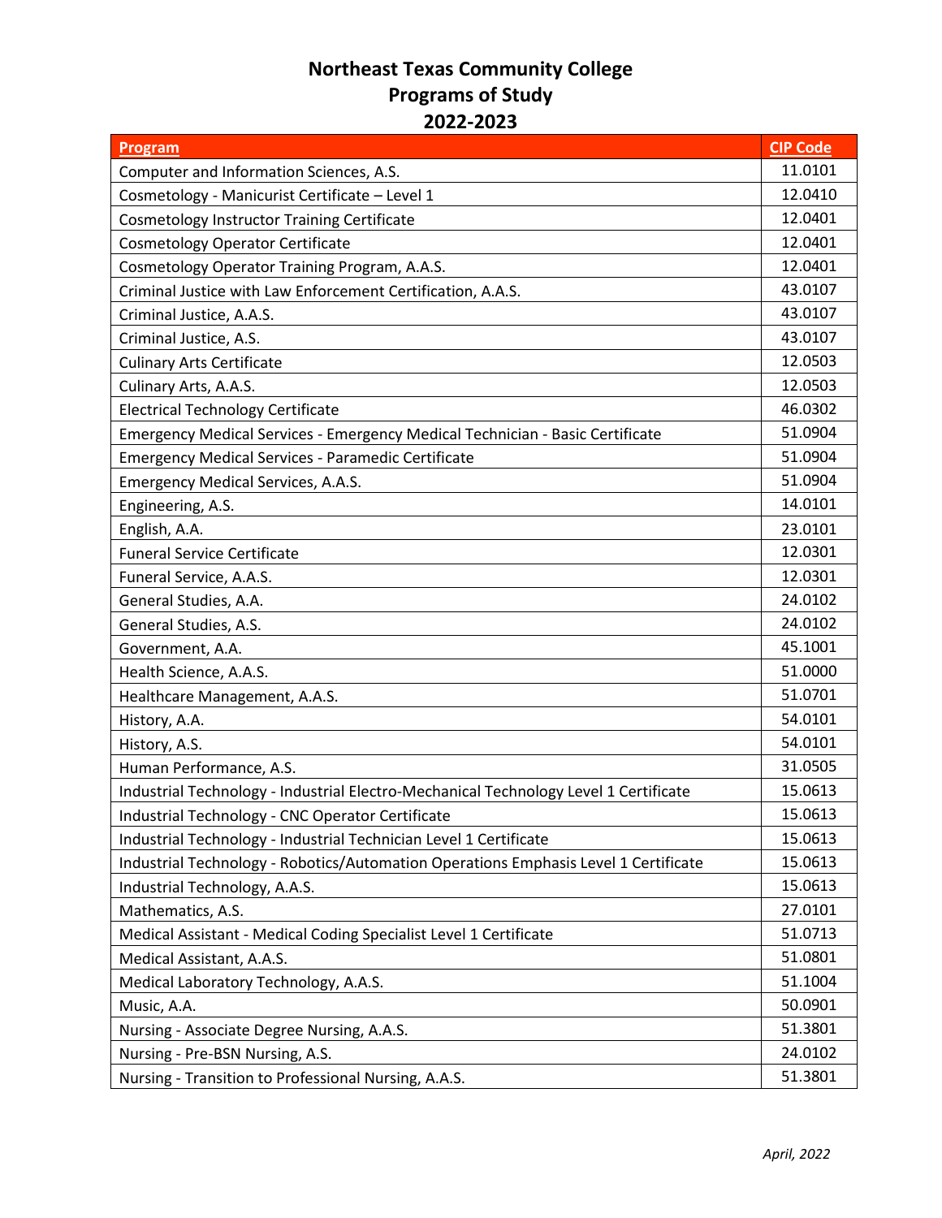# Northeast Texas Community College
## Programs of Study
## 2022-2023

| Program | CIP Code |
|---|---|
| Computer and Information Sciences, A.S. | 11.0101 |
| Cosmetology - Manicurist Certificate – Level 1 | 12.0410 |
| Cosmetology Instructor Training Certificate | 12.0401 |
| Cosmetology Operator Certificate | 12.0401 |
| Cosmetology Operator Training Program, A.A.S. | 12.0401 |
| Criminal Justice with Law Enforcement Certification, A.A.S. | 43.0107 |
| Criminal Justice, A.A.S. | 43.0107 |
| Criminal Justice, A.S. | 43.0107 |
| Culinary Arts Certificate | 12.0503 |
| Culinary Arts, A.A.S. | 12.0503 |
| Electrical Technology Certificate | 46.0302 |
| Emergency Medical Services - Emergency Medical Technician - Basic Certificate | 51.0904 |
| Emergency Medical Services - Paramedic Certificate | 51.0904 |
| Emergency Medical Services, A.A.S. | 51.0904 |
| Engineering, A.S. | 14.0101 |
| English, A.A. | 23.0101 |
| Funeral Service Certificate | 12.0301 |
| Funeral Service, A.A.S. | 12.0301 |
| General Studies, A.A. | 24.0102 |
| General Studies, A.S. | 24.0102 |
| Government, A.A. | 45.1001 |
| Health Science, A.A.S. | 51.0000 |
| Healthcare Management, A.A.S. | 51.0701 |
| History, A.A. | 54.0101 |
| History, A.S. | 54.0101 |
| Human Performance, A.S. | 31.0505 |
| Industrial Technology - Industrial Electro-Mechanical Technology Level 1 Certificate | 15.0613 |
| Industrial Technology - CNC Operator Certificate | 15.0613 |
| Industrial Technology - Industrial Technician Level 1 Certificate | 15.0613 |
| Industrial Technology - Robotics/Automation Operations Emphasis Level 1 Certificate | 15.0613 |
| Industrial Technology, A.A.S. | 15.0613 |
| Mathematics, A.S. | 27.0101 |
| Medical Assistant - Medical Coding Specialist Level 1 Certificate | 51.0713 |
| Medical Assistant, A.A.S. | 51.0801 |
| Medical Laboratory Technology, A.A.S. | 51.1004 |
| Music, A.A. | 50.0901 |
| Nursing - Associate Degree Nursing, A.A.S. | 51.3801 |
| Nursing - Pre-BSN Nursing, A.S. | 24.0102 |
| Nursing - Transition to Professional Nursing, A.A.S. | 51.3801 |

*April, 2022*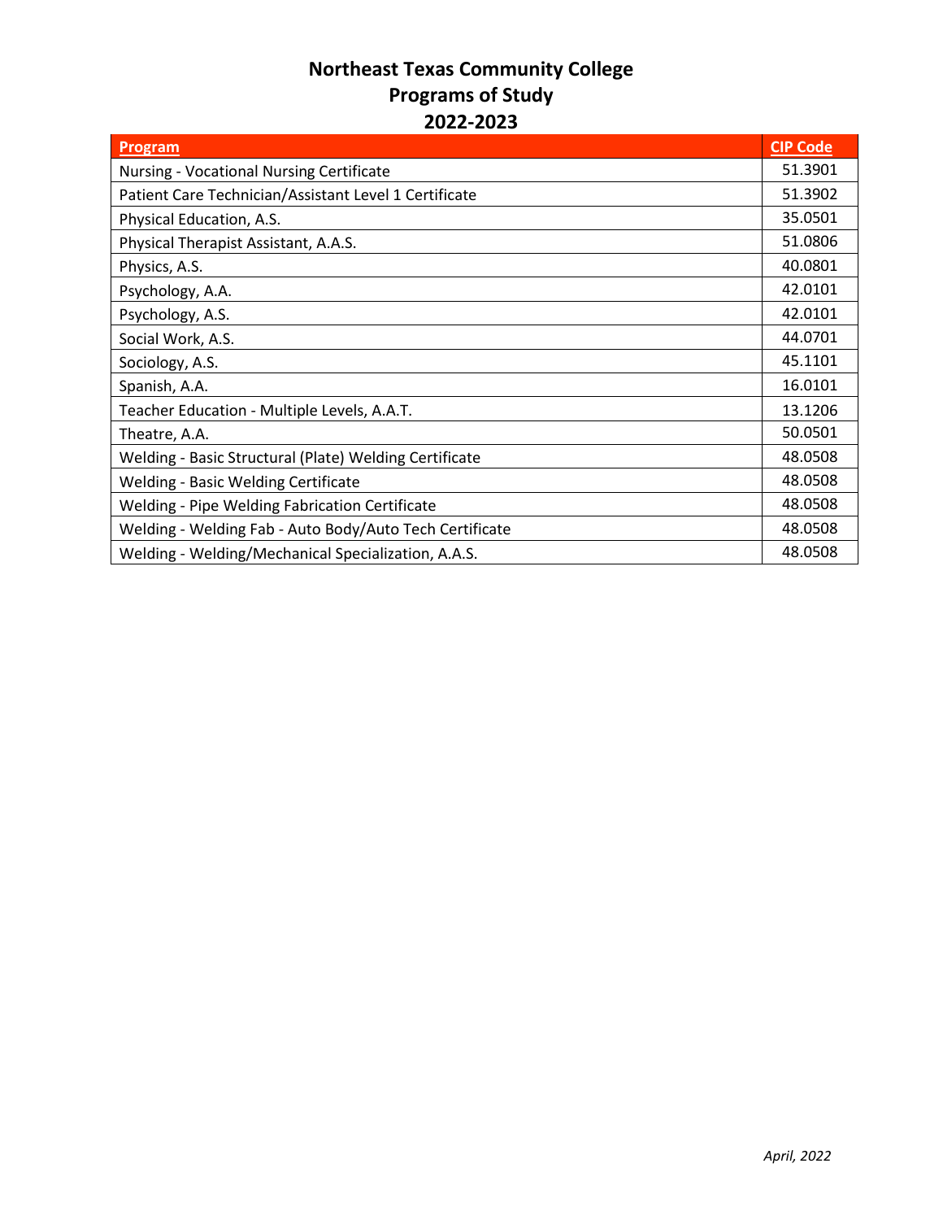# Northeast Texas Community College
## Programs of Study
## 2022-2023

| Program | CIP Code |
|---|---|
| Nursing - Vocational Nursing Certificate | 51.3901 |
| Patient Care Technician/Assistant Level 1 Certificate | 51.3902 |
| Physical Education, A.S. | 35.0501 |
| Physical Therapist Assistant, A.A.S. | 51.0806 |
| Physics, A.S. | 40.0801 |
| Psychology, A.A. | 42.0101 |
| Psychology, A.S. | 42.0101 |
| Social Work, A.S. | 44.0701 |
| Sociology, A.S. | 45.1101 |
| Spanish, A.A. | 16.0101 |
| Teacher Education - Multiple Levels, A.A.T. | 13.1206 |
| Theatre, A.A. | 50.0501 |
| Welding - Basic Structural (Plate) Welding Certificate | 48.0508 |
| Welding - Basic Welding Certificate | 48.0508 |
| Welding - Pipe Welding Fabrication Certificate | 48.0508 |
| Welding - Welding Fab - Auto Body/Auto Tech Certificate | 48.0508 |
| Welding - Welding/Mechanical Specialization, A.A.S. | 48.0508 |

*April, 2022*